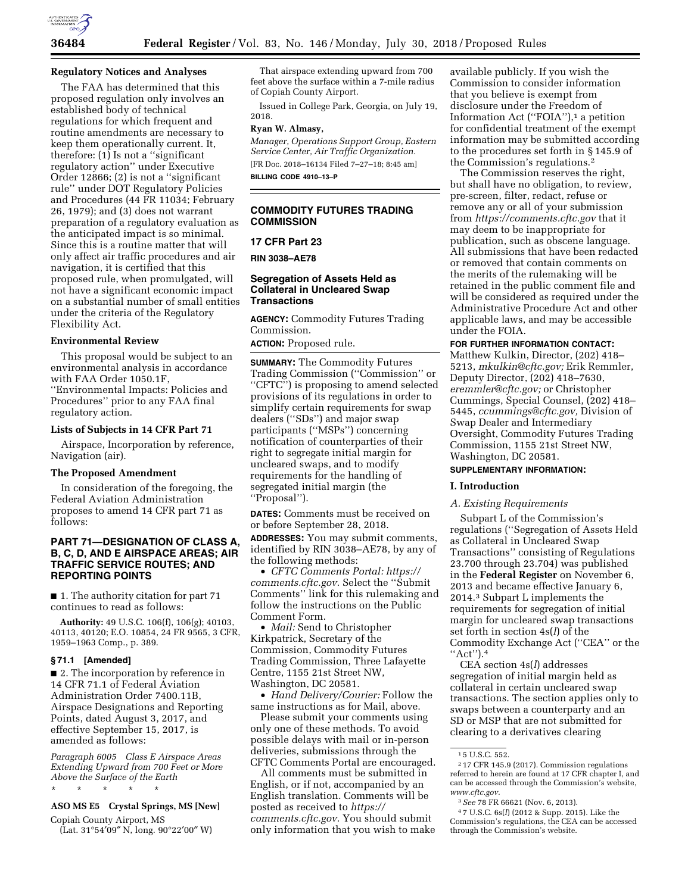## Regulatory Notices and Analyses

The FAA has determined that this proposed regulation only involves an established body of technical regulations for which frequent and routine amendments are necessary to keep them operationally current. It, therefore: (1) Is not a ''significant regulatory action'' under Executive Order 12866; (2) is not a ''significant rule'' under DOT Regulatory Policies and Procedures (44 FR 11034; February 26, 1979); and (3) does not warrant preparation of a regulatory evaluation as the anticipated impact is so minimal. Since this is a routine matter that will only affect air traffic procedures and air navigation, it is certified that this proposed rule, when promulgated, will not have a significant economic impact on a substantial number of small entities under the criteria of the Regulatory Flexibility Act.

## Environmental Review

This proposal would be subject to an environmental analysis in accordance with FAA Order 1050.1F, ''Environmental Impacts: Policies and Procedures'' prior to any FAA final regulatory action.

## Lists of Subjects in 14 CFR Part 71

Airspace, Incorporation by reference, Navigation (air).

## The Proposed Amendment

In consideration of the foregoing, the Federal Aviation Administration proposes to amend 14 CFR part 71 as follows:

## PART 71—DESIGNATION OF CLASS A, B, C, D, AND E AIRSPACE AREAS; AIR TRAFFIC SERVICE ROUTES; AND REPORTING POINTS

■ 1. The authority citation for part 71 continues to read as follows:

**Authority:** 49 U.S.C. 106(f), 106(g); 40103, 40113, 40120; E.O. 10854, 24 FR 9565, 3 CFR, 1959–1963 Comp., p. 389.

### § 71.1 [Amended]

■ 2. The incorporation by reference in 14 CFR 71.1 of Federal Aviation Administration Order 7400.11B, Airspace Designations and Reporting Points, dated August 3, 2017, and effective September 15, 2017, is amended as follows:

*Paragraph 6005 Class E Airspace Areas Extending Upward from 700 Feet or More Above the Surface of the Earth*

\* \* \* \* \*

**ASO MS E5 Crystal Springs, MS [New]**

Copiah County Airport, MS
(Lat. 31°54′09″ N, long. 90°22′00″ W)

That airspace extending upward from 700 feet above the surface within a 7-mile radius of Copiah County Airport.

Issued in College Park, Georgia, on July 19, 2018.

**Ryan W. Almasy,**

*Manager, Operations Support Group, Eastern Service Center, Air Traffic Organization.*

[FR Doc. 2018–16134 Filed 7–27–18; 8:45 am]

**BILLING CODE 4910–13–P**

---

## COMMODITY FUTURES TRADING COMMISSION

## 17 CFR Part 23

**RIN 3038–AE78**

## Segregation of Assets Held as Collateral in Uncleared Swap Transactions

**AGENCY:** Commodity Futures Trading Commission.

**ACTION:** Proposed rule.

**SUMMARY:** The Commodity Futures Trading Commission (''Commission'' or ''CFTC'') is proposing to amend selected provisions of its regulations in order to simplify certain requirements for swap dealers (''SDs'') and major swap participants (''MSPs'') concerning notification of counterparties of their right to segregate initial margin for uncleared swaps, and to modify requirements for the handling of segregated initial margin (the ''Proposal'').

**DATES:** Comments must be received on or before September 28, 2018.

**ADDRESSES:** You may submit comments, identified by RIN 3038–AE78, by any of the following methods:

- *CFTC Comments Portal: https://comments.cftc.gov.* Select the ''Submit Comments'' link for this rulemaking and follow the instructions on the Public Comment Form.
- *Mail:* Send to Christopher Kirkpatrick, Secretary of the Commission, Commodity Futures Trading Commission, Three Lafayette Centre, 1155 21st Street NW, Washington, DC 20581.
- *Hand Delivery/Courier:* Follow the same instructions as for Mail, above.

Please submit your comments using only one of these methods. To avoid possible delays with mail or in-person deliveries, submissions through the CFTC Comments Portal are encouraged.

All comments must be submitted in English, or if not, accompanied by an English translation. Comments will be posted as received to *https://comments.cftc.gov.* You should submit only information that you wish to make available publicly. If you wish the Commission to consider information that you believe is exempt from disclosure under the Freedom of Information Act (''FOIA''),[1] a petition for confidential treatment of the exempt information may be submitted according to the procedures set forth in § 145.9 of the Commission's regulations.[2]

The Commission reserves the right, but shall have no obligation, to review, pre-screen, filter, redact, refuse or remove any or all of your submission from *https://comments.cftc.gov* that it may deem to be inappropriate for publication, such as obscene language. All submissions that have been redacted or removed that contain comments on the merits of the rulemaking will be retained in the public comment file and will be considered as required under the Administrative Procedure Act and other applicable laws, and may be accessible under the FOIA.

**FOR FURTHER INFORMATION CONTACT:** Matthew Kulkin, Director, (202) 418–5213, *mkulkin@cftc.gov;* Erik Remmler, Deputy Director, (202) 418–7630, *eremmler@cftc.gov;* or Christopher Cummings, Special Counsel, (202) 418–5445, *ccummings@cftc.gov,* Division of Swap Dealer and Intermediary Oversight, Commodity Futures Trading Commission, 1155 21st Street NW, Washington, DC 20581.

**SUPPLEMENTARY INFORMATION:**

## I. Introduction

### *A. Existing Requirements*

Subpart L of the Commission's regulations (''Segregation of Assets Held as Collateral in Uncleared Swap Transactions'' consisting of Regulations 23.700 through 23.704) was published in the **Federal Register** on November 6, 2013 and became effective January 6, 2014.[3] Subpart L implements the requirements for segregation of initial margin for uncleared swap transactions set forth in section 4s(*l*) of the Commodity Exchange Act (''CEA'' or the ''Act'').[4]

CEA section 4s(*l*) addresses segregation of initial margin held as collateral in certain uncleared swap transactions. The section applies only to swaps between a counterparty and an SD or MSP that are not submitted for clearing to a derivatives clearing

---

[1] 5 U.S.C. 552.

[2] 17 CFR 145.9 (2017). Commission regulations referred to herein are found at 17 CFR chapter I, and can be accessed through the Commission's website, *www.cftc.gov.*

[3] *See* 78 FR 66621 (Nov. 6, 2013).

[4] 7 U.S.C. 6s(*l*) (2012 & Supp. 2015). Like the Commission's regulations, the CEA can be accessed through the Commission's website.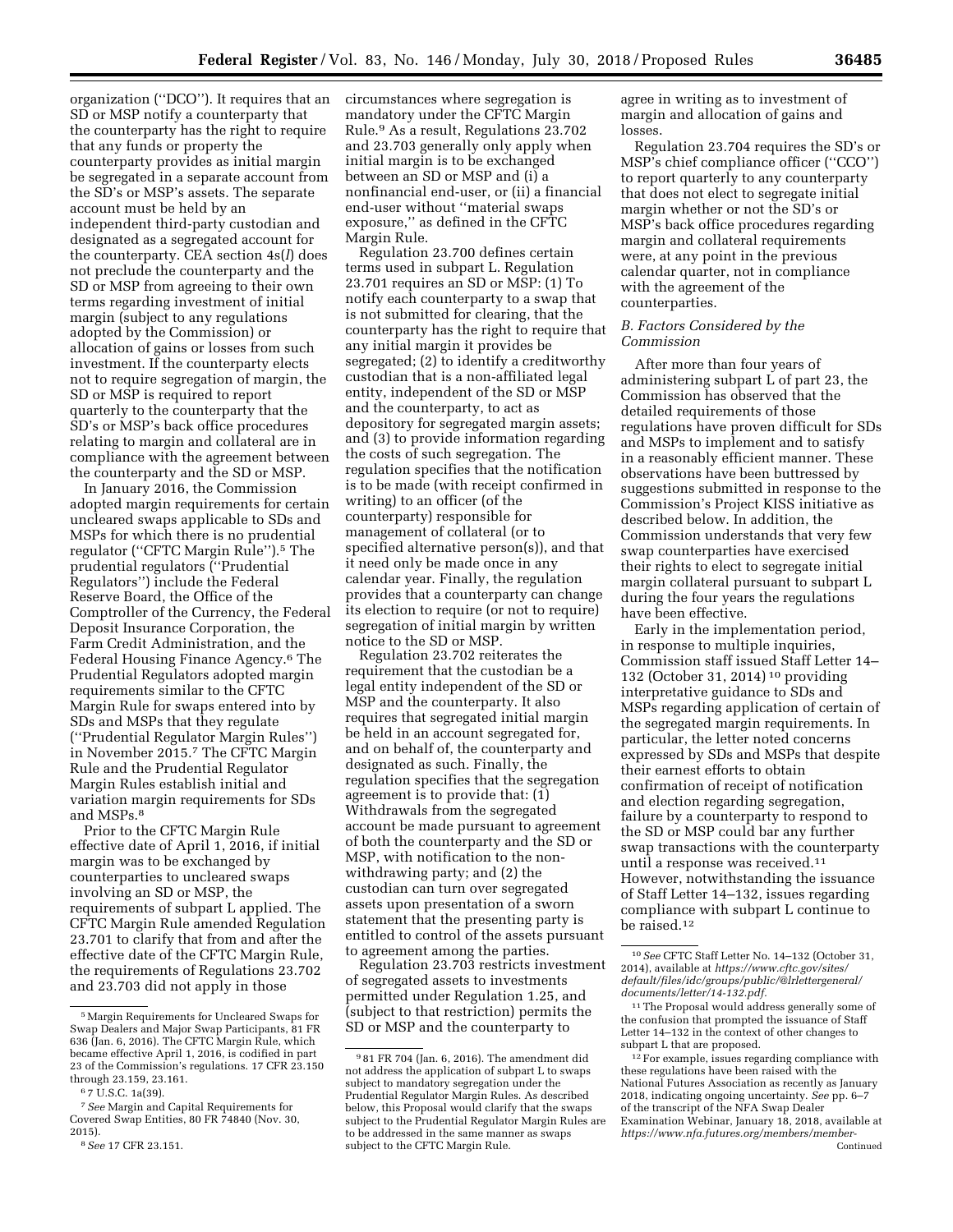organization (''DCO''). It requires that an SD or MSP notify a counterparty that the counterparty has the right to require that any funds or property the counterparty provides as initial margin be segregated in a separate account from the SD's or MSP's assets. The separate account must be held by an independent third-party custodian and designated as a segregated account for the counterparty. CEA section 4s(*l*) does not preclude the counterparty and the SD or MSP from agreeing to their own terms regarding investment of initial margin (subject to any regulations adopted by the Commission) or allocation of gains or losses from such investment. If the counterparty elects not to require segregation of margin, the SD or MSP is required to report quarterly to the counterparty that the SD's or MSP's back office procedures relating to margin and collateral are in compliance with the agreement between the counterparty and the SD or MSP.

In January 2016, the Commission adopted margin requirements for certain uncleared swaps applicable to SDs and MSPs for which there is no prudential regulator (''CFTC Margin Rule'').[5] The prudential regulators (''Prudential Regulators'') include the Federal Reserve Board, the Office of the Comptroller of the Currency, the Federal Deposit Insurance Corporation, the Farm Credit Administration, and the Federal Housing Finance Agency.[6] The Prudential Regulators adopted margin requirements similar to the CFTC Margin Rule for swaps entered into by SDs and MSPs that they regulate (''Prudential Regulator Margin Rules'') in November 2015.[7] The CFTC Margin Rule and the Prudential Regulator Margin Rules establish initial and variation margin requirements for SDs and MSPs.[8]

Prior to the CFTC Margin Rule effective date of April 1, 2016, if initial margin was to be exchanged by counterparties to uncleared swaps involving an SD or MSP, the requirements of subpart L applied. The CFTC Margin Rule amended Regulation 23.701 to clarify that from and after the effective date of the CFTC Margin Rule, the requirements of Regulations 23.702 and 23.703 did not apply in those circumstances where segregation is mandatory under the CFTC Margin Rule.[9] As a result, Regulations 23.702 and 23.703 generally only apply when initial margin is to be exchanged between an SD or MSP and (i) a nonfinancial end-user, or (ii) a financial end-user without ''material swaps exposure,'' as defined in the CFTC Margin Rule.

Regulation 23.700 defines certain terms used in subpart L. Regulation 23.701 requires an SD or MSP: (1) To notify each counterparty to a swap that is not submitted for clearing, that the counterparty has the right to require that any initial margin it provides be segregated; (2) to identify a creditworthy custodian that is a non-affiliated legal entity, independent of the SD or MSP and the counterparty, to act as depository for segregated margin assets; and (3) to provide information regarding the costs of such segregation. The regulation specifies that the notification is to be made (with receipt confirmed in writing) to an officer (of the counterparty) responsible for management of collateral (or to specified alternative person(s)), and that it need only be made once in any calendar year. Finally, the regulation provides that a counterparty can change its election to require (or not to require) segregation of initial margin by written notice to the SD or MSP.

Regulation 23.702 reiterates the requirement that the custodian be a legal entity independent of the SD or MSP and the counterparty. It also requires that segregated initial margin be held in an account segregated for, and on behalf of, the counterparty and designated as such. Finally, the regulation specifies that the segregation agreement is to provide that: (1) Withdrawals from the segregated account be made pursuant to agreement of both the counterparty and the SD or MSP, with notification to the non-withdrawing party; and (2) the custodian can turn over segregated assets upon presentation of a sworn statement that the presenting party is entitled to control of the assets pursuant to agreement among the parties.

Regulation 23.703 restricts investment of segregated assets to investments permitted under Regulation 1.25, and (subject to that restriction) permits the SD or MSP and the counterparty to agree in writing as to investment of margin and allocation of gains and losses.

Regulation 23.704 requires the SD's or MSP's chief compliance officer (''CCO'') to report quarterly to any counterparty that does not elect to segregate initial margin whether or not the SD's or MSP's back office procedures regarding margin and collateral requirements were, at any point in the previous calendar quarter, not in compliance with the agreement of the counterparties.

### *B. Factors Considered by the Commission*

After more than four years of administering subpart L of part 23, the Commission has observed that the detailed requirements of those regulations have proven difficult for SDs and MSPs to implement and to satisfy in a reasonably efficient manner. These observations have been buttressed by suggestions submitted in response to the Commission's Project KISS initiative as described below. In addition, the Commission understands that very few swap counterparties have exercised their rights to elect to segregate initial margin collateral pursuant to subpart L during the four years the regulations have been effective.

Early in the implementation period, in response to multiple inquiries, Commission staff issued Staff Letter 14–132 (October 31, 2014)[10] providing interpretative guidance to SDs and MSPs regarding application of certain of the segregated margin requirements. In particular, the letter noted concerns expressed by SDs and MSPs that despite their earnest efforts to obtain confirmation of receipt of notification and election regarding segregation, failure by a counterparty to respond to the SD or MSP could bar any further swap transactions with the counterparty until a response was received.[11] However, notwithstanding the issuance of Staff Letter 14–132, issues regarding compliance with subpart L continue to be raised.[12]

---

[5] Margin Requirements for Uncleared Swaps for Swap Dealers and Major Swap Participants, 81 FR 636 (Jan. 6, 2016). The CFTC Margin Rule, which became effective April 1, 2016, is codified in part 23 of the Commission's regulations. 17 CFR 23.150 through 23.159, 23.161.

[6] 7 U.S.C. 1a(39).

[7] *See* Margin and Capital Requirements for Covered Swap Entities, 80 FR 74840 (Nov. 30, 2015).

[8] *See* 17 CFR 23.151.

[9] 81 FR 704 (Jan. 6, 2016). The amendment did not address the application of subpart L to swaps subject to mandatory segregation under the Prudential Regulator Margin Rules. As described below, this Proposal would clarify that the swaps subject to the Prudential Regulator Margin Rules are to be addressed in the same manner as swaps subject to the CFTC Margin Rule.

[10] *See* CFTC Staff Letter No. 14–132 (October 31, 2014), available at *https://www.cftc.gov/sites/default/files/idc/groups/public/@lrlettergeneral/documents/letter/14-132.pdf*.

[11] The Proposal would address generally some of the confusion that prompted the issuance of Staff Letter 14–132 in the context of other changes to subpart L that are proposed.

[12] For example, issues regarding compliance with these regulations have been raised with the National Futures Association as recently as January 2018, indicating ongoing uncertainty. *See* pp. 6–7 of the transcript of the NFA Swap Dealer Examination Webinar, January 18, 2018, available at *https://www.nfa.futures.org/members/member-*

Continued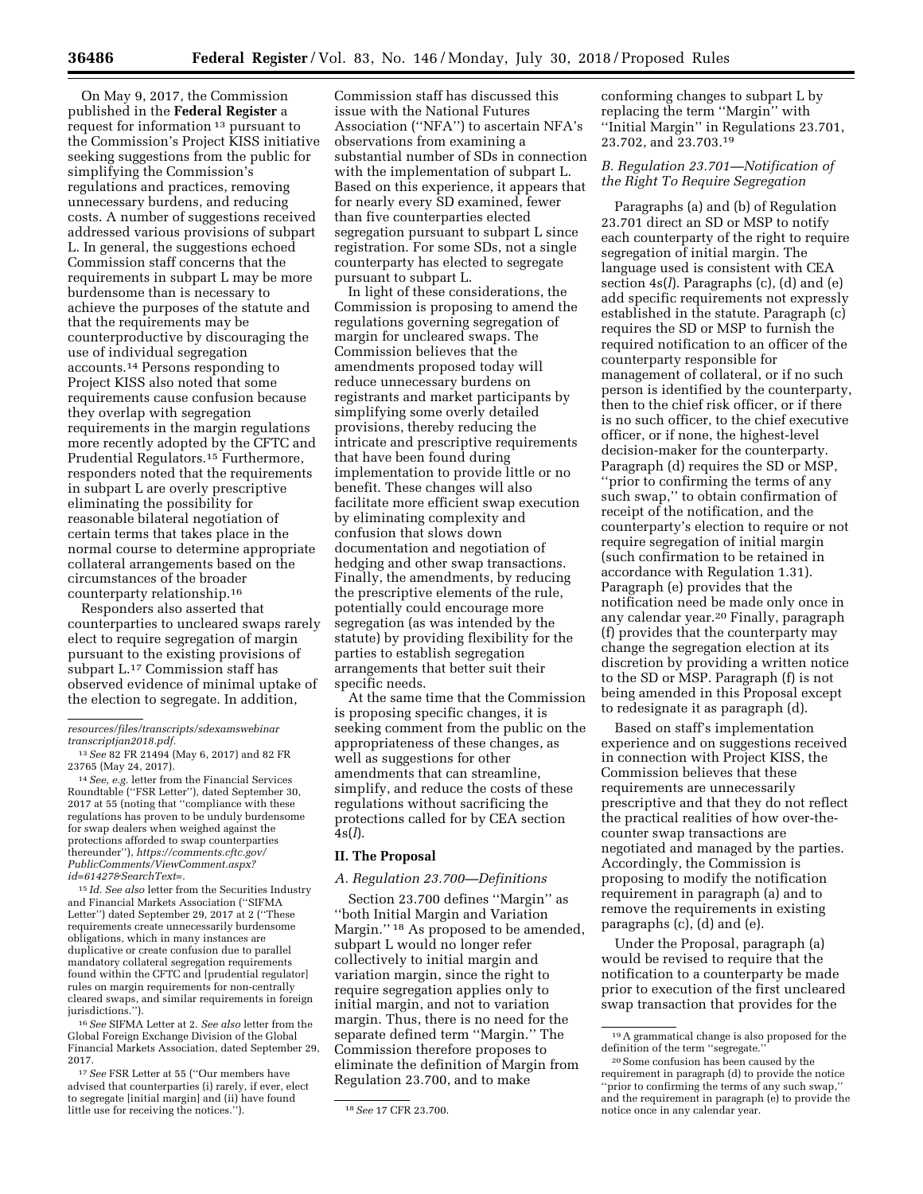On May 9, 2017, the Commission published in the **Federal Register** a request for information [13] pursuant to the Commission's Project KISS initiative seeking suggestions from the public for simplifying the Commission's regulations and practices, removing unnecessary burdens, and reducing costs. A number of suggestions received addressed various provisions of subpart L. In general, the suggestions echoed Commission staff concerns that the requirements in subpart L may be more burdensome than is necessary to achieve the purposes of the statute and that the requirements may be counterproductive by discouraging the use of individual segregation accounts.[14] Persons responding to Project KISS also noted that some requirements cause confusion because they overlap with segregation requirements in the margin regulations more recently adopted by the CFTC and Prudential Regulators.[15] Furthermore, responders noted that the requirements in subpart L are overly prescriptive eliminating the possibility for reasonable bilateral negotiation of certain terms that takes place in the normal course to determine appropriate collateral arrangements based on the circumstances of the broader counterparty relationship.[16]

Responders also asserted that counterparties to uncleared swaps rarely elect to require segregation of margin pursuant to the existing provisions of subpart L.[17] Commission staff has observed evidence of minimal uptake of the election to segregate. In addition, Commission staff has discussed this issue with the National Futures Association (''NFA'') to ascertain NFA's observations from examining a substantial number of SDs in connection with the implementation of subpart L. Based on this experience, it appears that for nearly every SD examined, fewer than five counterparties elected segregation pursuant to subpart L since registration. For some SDs, not a single counterparty has elected to segregate pursuant to subpart L.

In light of these considerations, the Commission is proposing to amend the regulations governing segregation of margin for uncleared swaps. The Commission believes that the amendments proposed today will reduce unnecessary burdens on registrants and market participants by simplifying some overly detailed provisions, thereby reducing the intricate and prescriptive requirements that have been found during implementation to provide little or no benefit. These changes will also facilitate more efficient swap execution by eliminating complexity and confusion that slows down documentation and negotiation of hedging and other swap transactions. Finally, the amendments, by reducing the prescriptive elements of the rule, potentially could encourage more segregation (as was intended by the statute) by providing flexibility for the parties to establish segregation arrangements that better suit their specific needs.

At the same time that the Commission is proposing specific changes, it is seeking comment from the public on the appropriateness of these changes, as well as suggestions for other amendments that can streamline, simplify, and reduce the costs of these regulations without sacrificing the protections called for by CEA section 4s(*l*).

## II. The Proposal

### *A. Regulation 23.700—Definitions*

Section 23.700 defines ''Margin'' as ''both Initial Margin and Variation Margin.'' [18] As proposed to be amended, subpart L would no longer refer collectively to initial margin and variation margin, since the right to require segregation applies only to initial margin, and not to variation margin. Thus, there is no need for the separate defined term ''Margin.'' The Commission therefore proposes to eliminate the definition of Margin from Regulation 23.700, and to make conforming changes to subpart L by replacing the term ''Margin'' with ''Initial Margin'' in Regulations 23.701, 23.702, and 23.703.[19]

### *B. Regulation 23.701—Notification of the Right To Require Segregation*

Paragraphs (a) and (b) of Regulation 23.701 direct an SD or MSP to notify each counterparty of the right to require segregation of initial margin. The language used is consistent with CEA section 4s(*l*). Paragraphs (c), (d) and (e) add specific requirements not expressly established in the statute. Paragraph (c) requires the SD or MSP to furnish the required notification to an officer of the counterparty responsible for management of collateral, or if no such person is identified by the counterparty, then to the chief risk officer, or if there is no such officer, to the chief executive officer, or if none, the highest-level decision-maker for the counterparty. Paragraph (d) requires the SD or MSP, ''prior to confirming the terms of any such swap,'' to obtain confirmation of receipt of the notification, and the counterparty's election to require or not require segregation of initial margin (such confirmation to be retained in accordance with Regulation 1.31). Paragraph (e) provides that the notification need be made only once in any calendar year.[20] Finally, paragraph (f) provides that the counterparty may change the segregation election at its discretion by providing a written notice to the SD or MSP. Paragraph (f) is not being amended in this Proposal except to redesignate it as paragraph (d).

Based on staff's implementation experience and on suggestions received in connection with Project KISS, the Commission believes that these requirements are unnecessarily prescriptive and that they do not reflect the practical realities of how over-the-counter swap transactions are negotiated and managed by the parties. Accordingly, the Commission is proposing to modify the notification requirement in paragraph (a) and to remove the requirements in existing paragraphs (c), (d) and (e).

Under the Proposal, paragraph (a) would be revised to require that the notification to a counterparty be made prior to execution of the first uncleared swap transaction that provides for the

---

*resources/files/transcripts/sdexamswebinar transcriptjan2018.pdf.*

[13] *See* 82 FR 21494 (May 6, 2017) and 82 FR 23765 (May 24, 2017).

[14] *See, e.g.* letter from the Financial Services Roundtable (''FSR Letter''), dated September 30, 2017 at 55 (noting that ''compliance with these regulations has proven to be unduly burdensome for swap dealers when weighed against the protections afforded to swap counterparties thereunder''), *https://comments.cftc.gov/PublicComments/ViewComment.aspx?id=61427&SearchText=.*

[15] *Id. See also* letter from the Securities Industry and Financial Markets Association (''SIFMA Letter'') dated September 29, 2017 at 2 (''These requirements create unnecessarily burdensome obligations, which in many instances are duplicative or create confusion due to parallel mandatory collateral segregation requirements found within the CFTC and [prudential regulator] rules on margin requirements for non-centrally cleared swaps, and similar requirements in foreign jurisdictions.'').

[16] *See* SIFMA Letter at 2. *See also* letter from the Global Foreign Exchange Division of the Global Financial Markets Association, dated September 29, 2017.

[17] *See* FSR Letter at 55 (''Our members have advised that counterparties (i) rarely, if ever, elect to segregate [initial margin] and (ii) have found little use for receiving the notices.'').

[18] *See* 17 CFR 23.700.

[19] A grammatical change is also proposed for the definition of the term ''segregate.''

[20] Some confusion has been caused by the requirement in paragraph (d) to provide the notice ''prior to confirming the terms of any such swap,'' and the requirement in paragraph (e) to provide the notice once in any calendar year.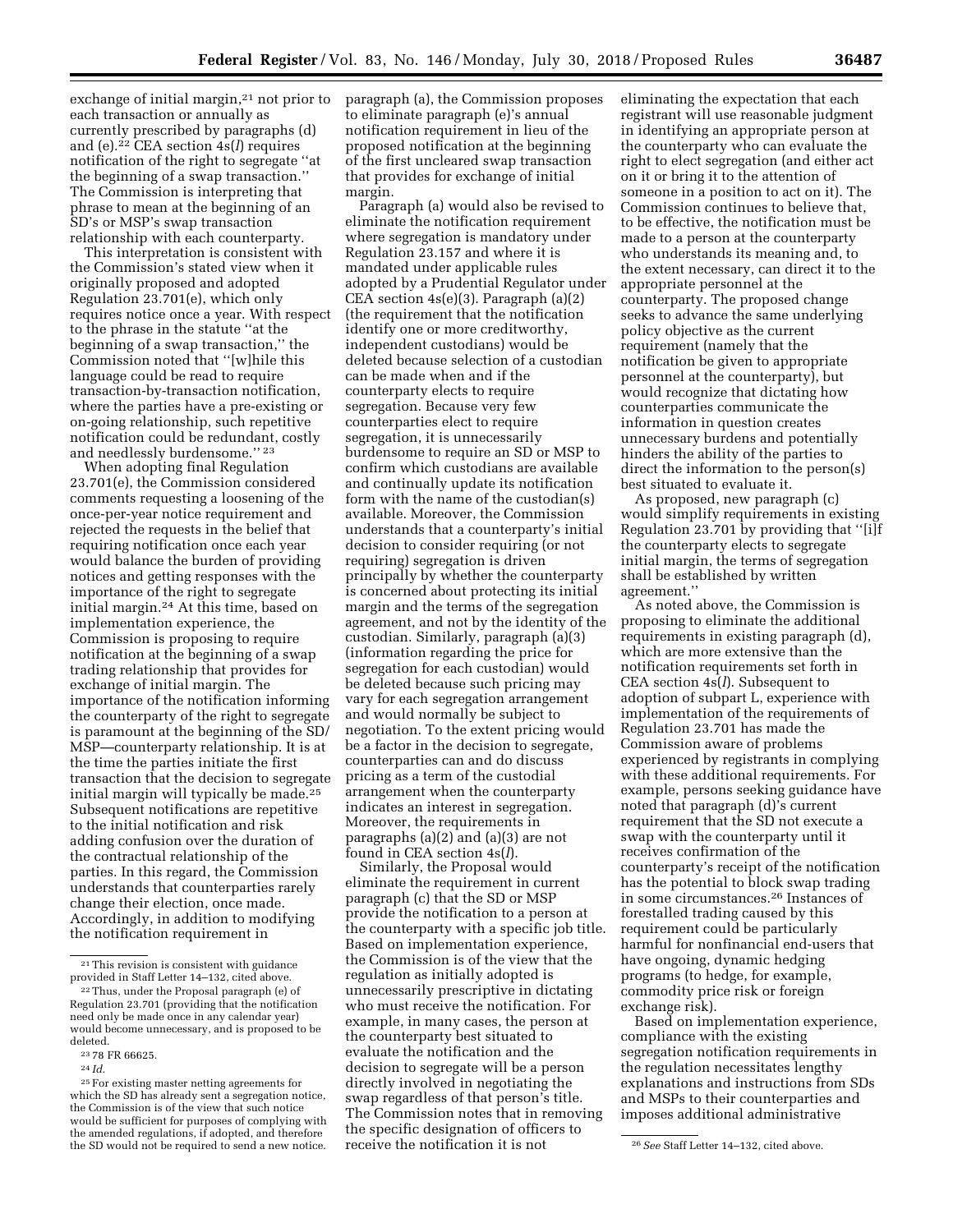exchange of initial margin,[21] not prior to each transaction or annually as currently prescribed by paragraphs (d) and (e).[22] CEA section 4s(*l*) requires notification of the right to segregate ''at the beginning of a swap transaction.'' The Commission is interpreting that phrase to mean at the beginning of an SD's or MSP's swap transaction relationship with each counterparty.

This interpretation is consistent with the Commission's stated view when it originally proposed and adopted Regulation 23.701(e), which only requires notice once a year. With respect to the phrase in the statute ''at the beginning of a swap transaction,'' the Commission noted that ''[w]hile this language could be read to require transaction-by-transaction notification, where the parties have a pre-existing or on-going relationship, such repetitive notification could be redundant, costly and needlessly burdensome.'' [23]

When adopting final Regulation 23.701(e), the Commission considered comments requesting a loosening of the once-per-year notice requirement and rejected the requests in the belief that requiring notification once each year would balance the burden of providing notices and getting responses with the importance of the right to segregate initial margin.[24] At this time, based on implementation experience, the Commission is proposing to require notification at the beginning of a swap trading relationship that provides for exchange of initial margin. The importance of the notification informing the counterparty of the right to segregate is paramount at the beginning of the SD/MSP—counterparty relationship. It is at the time the parties initiate the first transaction that the decision to segregate initial margin will typically be made.[25] Subsequent notifications are repetitive to the initial notification and risk adding confusion over the duration of the contractual relationship of the parties. In this regard, the Commission understands that counterparties rarely change their election, once made. Accordingly, in addition to modifying the notification requirement in paragraph (a), the Commission proposes to eliminate paragraph (e)'s annual notification requirement in lieu of the proposed notification at the beginning of the first uncleared swap transaction that provides for exchange of initial margin.

Paragraph (a) would also be revised to eliminate the notification requirement where segregation is mandatory under Regulation 23.157 and where it is mandated under applicable rules adopted by a Prudential Regulator under CEA section 4s(e)(3). Paragraph (a)(2) (the requirement that the notification identify one or more creditworthy, independent custodians) would be deleted because selection of a custodian can be made when and if the counterparty elects to require segregation. Because very few counterparties elect to require segregation, it is unnecessarily burdensome to require an SD or MSP to confirm which custodians are available and continually update its notification form with the name of the custodian(s) available. Moreover, the Commission understands that a counterparty's initial decision to consider requiring (or not requiring) segregation is driven principally by whether the counterparty is concerned about protecting its initial margin and the terms of the segregation agreement, and not by the identity of the custodian. Similarly, paragraph (a)(3) (information regarding the price for segregation for each custodian) would be deleted because such pricing may vary for each segregation arrangement and would normally be subject to negotiation. To the extent pricing would be a factor in the decision to segregate, counterparties can and do discuss pricing as a term of the custodial arrangement when the counterparty indicates an interest in segregation. Moreover, the requirements in paragraphs (a)(2) and (a)(3) are not found in CEA section 4s(*l*).

Similarly, the Proposal would eliminate the requirement in current paragraph (c) that the SD or MSP provide the notification to a person at the counterparty with a specific job title. Based on implementation experience, the Commission is of the view that the regulation as initially adopted is unnecessarily prescriptive in dictating who must receive the notification. For example, in many cases, the person at the counterparty best situated to evaluate the notification and the decision to segregate will be a person directly involved in negotiating the swap regardless of that person's title. The Commission notes that in removing the specific designation of officers to receive the notification it is not eliminating the expectation that each registrant will use reasonable judgment in identifying an appropriate person at the counterparty who can evaluate the right to elect segregation (and either act on it or bring it to the attention of someone in a position to act on it). The Commission continues to believe that, to be effective, the notification must be made to a person at the counterparty who understands its meaning and, to the extent necessary, can direct it to the appropriate personnel at the counterparty. The proposed change seeks to advance the same underlying policy objective as the current requirement (namely that the notification be given to appropriate personnel at the counterparty), but would recognize that dictating how counterparties communicate the information in question creates unnecessary burdens and potentially hinders the ability of the parties to direct the information to the person(s) best situated to evaluate it.

As proposed, new paragraph (c) would simplify requirements in existing Regulation 23.701 by providing that ''[i]f the counterparty elects to segregate initial margin, the terms of segregation shall be established by written agreement.''

As noted above, the Commission is proposing to eliminate the additional requirements in existing paragraph (d), which are more extensive than the notification requirements set forth in CEA section 4s(*l*). Subsequent to adoption of subpart L, experience with implementation of the requirements of Regulation 23.701 has made the Commission aware of problems experienced by registrants in complying with these additional requirements. For example, persons seeking guidance have noted that paragraph (d)'s current requirement that the SD not execute a swap with the counterparty until it receives confirmation of the counterparty's receipt of the notification has the potential to block swap trading in some circumstances.[26] Instances of forestalled trading caused by this requirement could be particularly harmful for nonfinancial end-users that have ongoing, dynamic hedging programs (to hedge, for example, commodity price risk or foreign exchange risk).

Based on implementation experience, compliance with the existing segregation notification requirements in the regulation necessitates lengthy explanations and instructions from SDs and MSPs to their counterparties and imposes additional administrative

---

[21] This revision is consistent with guidance provided in Staff Letter 14–132, cited above.

[22] Thus, under the Proposal paragraph (e) of Regulation 23.701 (providing that the notification need only be made once in any calendar year) would become unnecessary, and is proposed to be deleted.

[23] 78 FR 66625.

[24] *Id.*

[25] For existing master netting agreements for which the SD has already sent a segregation notice, the Commission is of the view that such notice would be sufficient for purposes of complying with the amended regulations, if adopted, and therefore the SD would not be required to send a new notice.

[26] *See* Staff Letter 14–132, cited above.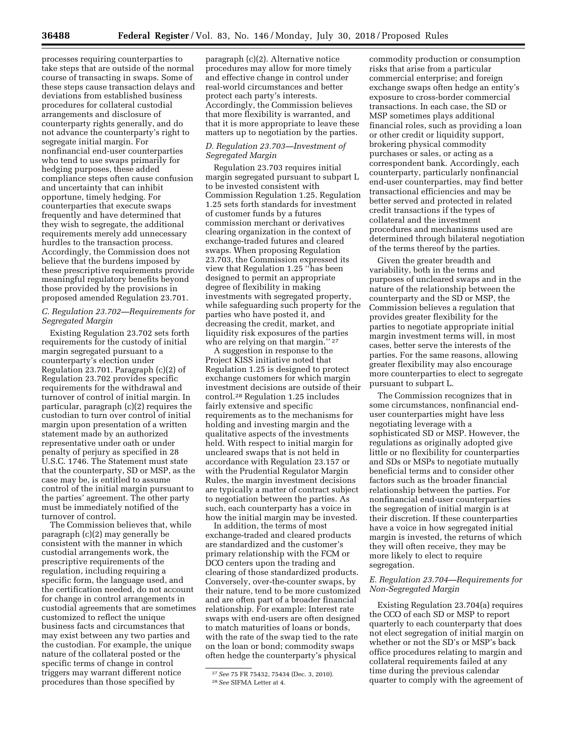processes requiring counterparties to take steps that are outside of the normal course of transacting in swaps. Some of these steps cause transaction delays and deviations from established business procedures for collateral custodial arrangements and disclosure of counterparty rights generally, and do not advance the counterparty's right to segregate initial margin. For nonfinancial end-user counterparties who tend to use swaps primarily for hedging purposes, these added compliance steps often cause confusion and uncertainty that can inhibit opportune, timely hedging. For counterparties that execute swaps frequently and have determined that they wish to segregate, the additional requirements merely add unnecessary hurdles to the transaction process. Accordingly, the Commission does not believe that the burdens imposed by these prescriptive requirements provide meaningful regulatory benefits beyond those provided by the provisions in proposed amended Regulation 23.701.

### *C. Regulation 23.702—Requirements for Segregated Margin*

Existing Regulation 23.702 sets forth requirements for the custody of initial margin segregated pursuant to a counterparty's election under Regulation 23.701. Paragraph (c)(2) of Regulation 23.702 provides specific requirements for the withdrawal and turnover of control of initial margin. In particular, paragraph (c)(2) requires the custodian to turn over control of initial margin upon presentation of a written statement made by an authorized representative under oath or under penalty of perjury as specified in 28 U.S.C. 1746. The Statement must state that the counterparty, SD or MSP, as the case may be, is entitled to assume control of the initial margin pursuant to the parties' agreement. The other party must be immediately notified of the turnover of control.

The Commission believes that, while paragraph (c)(2) may generally be consistent with the manner in which custodial arrangements work, the prescriptive requirements of the regulation, including requiring a specific form, the language used, and the certification needed, do not account for change in control arrangements in custodial agreements that are sometimes customized to reflect the unique business facts and circumstances that may exist between any two parties and the custodian. For example, the unique nature of the collateral posted or the specific terms of change in control triggers may warrant different notice procedures than those specified by paragraph (c)(2). Alternative notice procedures may allow for more timely and effective change in control under real-world circumstances and better protect each party's interests. Accordingly, the Commission believes that more flexibility is warranted, and that it is more appropriate to leave these matters up to negotiation by the parties.

### *D. Regulation 23.703—Investment of Segregated Margin*

Regulation 23.703 requires initial margin segregated pursuant to subpart L to be invested consistent with Commission Regulation 1.25. Regulation 1.25 sets forth standards for investment of customer funds by a futures commission merchant or derivatives clearing organization in the context of exchange-traded futures and cleared swaps. When proposing Regulation 23.703, the Commission expressed its view that Regulation 1.25 "has been designed to permit an appropriate degree of flexibility in making investments with segregated property, while safeguarding such property for the parties who have posted it, and decreasing the credit, market, and liquidity risk exposures of the parties who are relying on that margin." [27]

A suggestion in response to the Project KISS initiative noted that Regulation 1.25 is designed to protect exchange customers for which margin investment decisions are outside of their control.[28] Regulation 1.25 includes fairly extensive and specific requirements as to the mechanisms for holding and investing margin and the qualitative aspects of the investments held. With respect to initial margin for uncleared swaps that is not held in accordance with Regulation 23.157 or with the Prudential Regulator Margin Rules, the margin investment decisions are typically a matter of contract subject to negotiation between the parties. As such, each counterparty has a voice in how the initial margin may be invested.

In addition, the terms of most exchange-traded and cleared products are standardized and the customer's primary relationship with the FCM or DCO centers upon the trading and clearing of those standardized products. Conversely, over-the-counter swaps, by their nature, tend to be more customized and are often part of a broader financial relationship. For example: Interest rate swaps with end-users are often designed to match maturities of loans or bonds, with the rate of the swap tied to the rate on the loan or bond; commodity swaps often hedge the counterparty's physical commodity production or consumption risks that arise from a particular commercial enterprise; and foreign exchange swaps often hedge an entity's exposure to cross-border commercial transactions. In each case, the SD or MSP sometimes plays additional financial roles, such as providing a loan or other credit or liquidity support, brokering physical commodity purchases or sales, or acting as a correspondent bank. Accordingly, each counterparty, particularly nonfinancial end-user counterparties, may find better transactional efficiencies and may be better served and protected in related credit transactions if the types of collateral and the investment procedures and mechanisms used are determined through bilateral negotiation of the terms thereof by the parties.

Given the greater breadth and variability, both in the terms and purposes of uncleared swaps and in the nature of the relationship between the counterparty and the SD or MSP, the Commission believes a regulation that provides greater flexibility for the parties to negotiate appropriate initial margin investment terms will, in most cases, better serve the interests of the parties. For the same reasons, allowing greater flexibility may also encourage more counterparties to elect to segregate pursuant to subpart L.

The Commission recognizes that in some circumstances, nonfinancial end-user counterparties might have less negotiating leverage with a sophisticated SD or MSP. However, the regulations as originally adopted give little or no flexibility for counterparties and SDs or MSPs to negotiate mutually beneficial terms and to consider other factors such as the broader financial relationship between the parties. For nonfinancial end-user counterparties the segregation of initial margin is at their discretion. If these counterparties have a voice in how segregated initial margin is invested, the returns of which they will often receive, they may be more likely to elect to require segregation.

### *E. Regulation 23.704—Requirements for Non-Segregated Margin*

Existing Regulation 23.704(a) requires the CCO of each SD or MSP to report quarterly to each counterparty that does not elect segregation of initial margin on whether or not the SD's or MSP's back office procedures relating to margin and collateral requirements failed at any time during the previous calendar quarter to comply with the agreement of

---

[27] *See* 75 FR 75432, 75434 (Dec. 3, 2010).

[28] *See* SIFMA Letter at 4.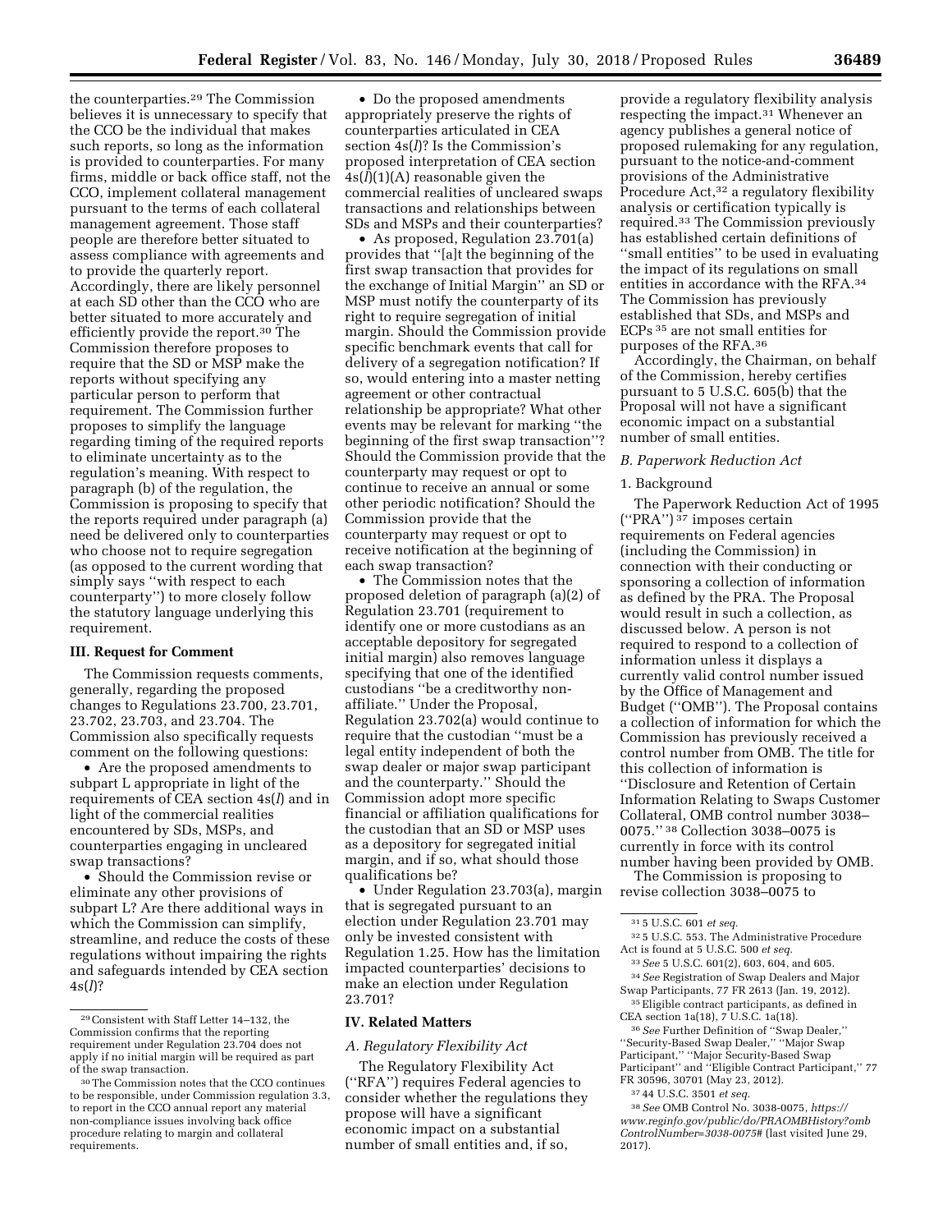the counterparties.[29] The Commission believes it is unnecessary to specify that the CCO be the individual that makes such reports, so long as the information is provided to counterparties. For many firms, middle or back office staff, not the CCO, implement collateral management pursuant to the terms of each collateral management agreement. Those staff people are therefore better situated to assess compliance with agreements and to provide the quarterly report. Accordingly, there are likely personnel at each SD other than the CCO who are better situated to more accurately and efficiently provide the report.[30] The Commission therefore proposes to require that the SD or MSP make the reports without specifying any particular person to perform that requirement. The Commission further proposes to simplify the language regarding timing of the required reports to eliminate uncertainty as to the regulation's meaning. With respect to paragraph (b) of the regulation, the Commission is proposing to specify that the reports required under paragraph (a) need be delivered only to counterparties who choose not to require segregation (as opposed to the current wording that simply says ''with respect to each counterparty'') to more closely follow the statutory language underlying this requirement.

### III. Request for Comment

The Commission requests comments, generally, regarding the proposed changes to Regulations 23.700, 23.701, 23.702, 23.703, and 23.704. The Commission also specifically requests comment on the following questions:

- Are the proposed amendments to subpart L appropriate in light of the requirements of CEA section 4s(*l*) and in light of the commercial realities encountered by SDs, MSPs, and counterparties engaging in uncleared swap transactions?
- Should the Commission revise or eliminate any other provisions of subpart L? Are there additional ways in which the Commission can simplify, streamline, and reduce the costs of these regulations without impairing the rights and safeguards intended by CEA section 4s(*l*)?
- Do the proposed amendments appropriately preserve the rights of counterparties articulated in CEA section 4s(*l*)? Is the Commission's proposed interpretation of CEA section 4s(*l*)(1)(A) reasonable given the commercial realities of uncleared swaps transactions and relationships between SDs and MSPs and their counterparties?
- As proposed, Regulation 23.701(a) provides that ''[a]t the beginning of the first swap transaction that provides for the exchange of Initial Margin'' an SD or MSP must notify the counterparty of its right to require segregation of initial margin. Should the Commission provide specific benchmark events that call for delivery of a segregation notification? If so, would entering into a master netting agreement or other contractual relationship be appropriate? What other events may be relevant for marking ''the beginning of the first swap transaction''? Should the Commission provide that the counterparty may request or opt to continue to receive an annual or some other periodic notification? Should the Commission provide that the counterparty may request or opt to receive notification at the beginning of each swap transaction?
- The Commission notes that the proposed deletion of paragraph (a)(2) of Regulation 23.701 (requirement to identify one or more custodians as an acceptable depository for segregated initial margin) also removes language specifying that one of the identified custodians ''be a creditworthy non-affiliate.'' Under the Proposal, Regulation 23.702(a) would continue to require that the custodian ''must be a legal entity independent of both the swap dealer or major swap participant and the counterparty.'' Should the Commission adopt more specific financial or affiliation qualifications for the custodian that an SD or MSP uses as a depository for segregated initial margin, and if so, what should those qualifications be?
- Under Regulation 23.703(a), margin that is segregated pursuant to an election under Regulation 23.701 may only be invested consistent with Regulation 1.25. How has the limitation impacted counterparties' decisions to make an election under Regulation 23.701?

### IV. Related Matters

#### *A. Regulatory Flexibility Act*

The Regulatory Flexibility Act (''RFA'') requires Federal agencies to consider whether the regulations they propose will have a significant economic impact on a substantial number of small entities and, if so, provide a regulatory flexibility analysis respecting the impact.[31] Whenever an agency publishes a general notice of proposed rulemaking for any regulation, pursuant to the notice-and-comment provisions of the Administrative Procedure Act,[32] a regulatory flexibility analysis or certification typically is required.[33] The Commission previously has established certain definitions of ''small entities'' to be used in evaluating the impact of its regulations on small entities in accordance with the RFA.[34] The Commission has previously established that SDs, and MSPs and ECPs [35] are not small entities for purposes of the RFA.[36]

Accordingly, the Chairman, on behalf of the Commission, hereby certifies pursuant to 5 U.S.C. 605(b) that the Proposal will not have a significant economic impact on a substantial number of small entities.

#### *B. Paperwork Reduction Act*

##### 1. Background

The Paperwork Reduction Act of 1995 (''PRA'') [37] imposes certain requirements on Federal agencies (including the Commission) in connection with their conducting or sponsoring a collection of information as defined by the PRA. The Proposal would result in such a collection, as discussed below. A person is not required to respond to a collection of information unless it displays a currently valid control number issued by the Office of Management and Budget (''OMB''). The Proposal contains a collection of information for which the Commission has previously received a control number from OMB. The title for this collection of information is ''Disclosure and Retention of Certain Information Relating to Swaps Customer Collateral, OMB control number 3038–0075.'' [38] Collection 3038–0075 is currently in force with its control number having been provided by OMB.

The Commission is proposing to revise collection 3038–0075 to

---

[29] Consistent with Staff Letter 14–132, the Commission confirms that the reporting requirement under Regulation 23.704 does not apply if no initial margin will be required as part of the swap transaction.

[30] The Commission notes that the CCO continues to be responsible, under Commission regulation 3.3, to report in the CCO annual report any material non-compliance issues involving back office procedure relating to margin and collateral requirements.

[31] 5 U.S.C. 601 *et seq.*

[32] 5 U.S.C. 553. The Administrative Procedure Act is found at 5 U.S.C. 500 *et seq.*

[33] *See* 5 U.S.C. 601(2), 603, 604, and 605.

[34] *See* Registration of Swap Dealers and Major Swap Participants, 77 FR 2613 (Jan. 19, 2012).

[35] Eligible contract participants, as defined in CEA section 1a(18), 7 U.S.C. 1a(18).

[36] *See* Further Definition of ''Swap Dealer,'' ''Security-Based Swap Dealer,'' ''Major Swap Participant,'' ''Major Security-Based Swap Participant'' and ''Eligible Contract Participant,'' 77 FR 30596, 30701 (May 23, 2012).

[37] 44 U.S.C. 3501 *et seq.*

[38] *See* OMB Control No. 3038-0075, *https://www.reginfo.gov/public/do/PRAOMBHistory?ombControlNumber=3038-0075#* (last visited June 29, 2017).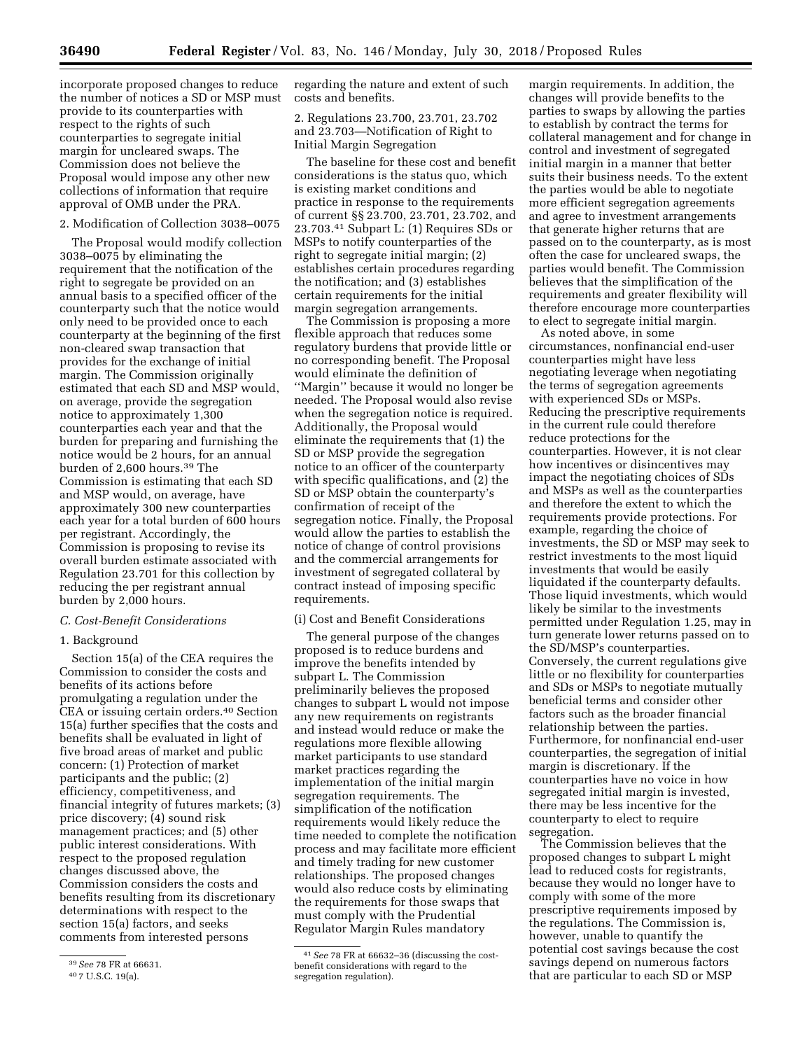incorporate proposed changes to reduce the number of notices a SD or MSP must provide to its counterparties with respect to the rights of such counterparties to segregate initial margin for uncleared swaps. The Commission does not believe the Proposal would impose any other new collections of information that require approval of OMB under the PRA.

2. Modification of Collection 3038–0075

The Proposal would modify collection 3038–0075 by eliminating the requirement that the notification of the right to segregate be provided on an annual basis to a specified officer of the counterparty such that the notice would only need to be provided once to each counterparty at the beginning of the first non-cleared swap transaction that provides for the exchange of initial margin. The Commission originally estimated that each SD and MSP would, on average, provide the segregation notice to approximately 1,300 counterparties each year and that the burden for preparing and furnishing the notice would be 2 hours, for an annual burden of 2,600 hours.[39] The Commission is estimating that each SD and MSP would, on average, have approximately 300 new counterparties each year for a total burden of 600 hours per registrant. Accordingly, the Commission is proposing to revise its overall burden estimate associated with Regulation 23.701 for this collection by reducing the per registrant annual burden by 2,000 hours.

### *C. Cost-Benefit Considerations*

1. Background

Section 15(a) of the CEA requires the Commission to consider the costs and benefits of its actions before promulgating a regulation under the CEA or issuing certain orders.[40] Section 15(a) further specifies that the costs and benefits shall be evaluated in light of five broad areas of market and public concern: (1) Protection of market participants and the public; (2) efficiency, competitiveness, and financial integrity of futures markets; (3) price discovery; (4) sound risk management practices; and (5) other public interest considerations. With respect to the proposed regulation changes discussed above, the Commission considers the costs and benefits resulting from its discretionary determinations with respect to the section 15(a) factors, and seeks comments from interested persons regarding the nature and extent of such costs and benefits.

2. Regulations 23.700, 23.701, 23.702 and 23.703—Notification of Right to Initial Margin Segregation

The baseline for these cost and benefit considerations is the status quo, which is existing market conditions and practice in response to the requirements of current §§ 23.700, 23.701, 23.702, and 23.703.[41] Subpart L: (1) Requires SDs or MSPs to notify counterparties of the right to segregate initial margin; (2) establishes certain procedures regarding the notification; and (3) establishes certain requirements for the initial margin segregation arrangements.

The Commission is proposing a more flexible approach that reduces some regulatory burdens that provide little or no corresponding benefit. The Proposal would eliminate the definition of ''Margin'' because it would no longer be needed. The Proposal would also revise when the segregation notice is required. Additionally, the Proposal would eliminate the requirements that (1) the SD or MSP provide the segregation notice to an officer of the counterparty with specific qualifications, and (2) the SD or MSP obtain the counterparty's confirmation of receipt of the segregation notice. Finally, the Proposal would allow the parties to establish the notice of change of control provisions and the commercial arrangements for investment of segregated collateral by contract instead of imposing specific requirements.

(i) Cost and Benefit Considerations

The general purpose of the changes proposed is to reduce burdens and improve the benefits intended by subpart L. The Commission preliminarily believes the proposed changes to subpart L would not impose any new requirements on registrants and instead would reduce or make the regulations more flexible allowing market participants to use standard market practices regarding the implementation of the initial margin segregation requirements. The simplification of the notification requirements would likely reduce the time needed to complete the notification process and may facilitate more efficient and timely trading for new customer relationships. The proposed changes would also reduce costs by eliminating the requirements for those swaps that must comply with the Prudential Regulator Margin Rules mandatory margin requirements. In addition, the changes will provide benefits to the parties to swaps by allowing the parties to establish by contract the terms for collateral management and for change in control and investment of segregated initial margin in a manner that better suits their business needs. To the extent the parties would be able to negotiate more efficient segregation agreements and agree to investment arrangements that generate higher returns that are passed on to the counterparty, as is most often the case for uncleared swaps, the parties would benefit. The Commission believes that the simplification of the requirements and greater flexibility will therefore encourage more counterparties to elect to segregate initial margin.

As noted above, in some circumstances, nonfinancial end-user counterparties might have less negotiating leverage when negotiating the terms of segregation agreements with experienced SDs or MSPs. Reducing the prescriptive requirements in the current rule could therefore reduce protections for the counterparties. However, it is not clear how incentives or disincentives may impact the negotiating choices of SDs and MSPs as well as the counterparties and therefore the extent to which the requirements provide protections. For example, regarding the choice of investments, the SD or MSP may seek to restrict investments to the most liquid investments that would be easily liquidated if the counterparty defaults. Those liquid investments, which would likely be similar to the investments permitted under Regulation 1.25, may in turn generate lower returns passed on to the SD/MSP's counterparties. Conversely, the current regulations give little or no flexibility for counterparties and SDs or MSPs to negotiate mutually beneficial terms and consider other factors such as the broader financial relationship between the parties. Furthermore, for nonfinancial end-user counterparties, the segregation of initial margin is discretionary. If the counterparties have no voice in how segregated initial margin is invested, there may be less incentive for the counterparty to elect to require segregation.

The Commission believes that the proposed changes to subpart L might lead to reduced costs for registrants, because they would no longer have to comply with some of the more prescriptive requirements imposed by the regulations. The Commission is, however, unable to quantify the potential cost savings because the cost savings depend on numerous factors that are particular to each SD or MSP

[39] *See* 78 FR at 66631.

[40] 7 U.S.C. 19(a).

[41] *See* 78 FR at 66632–36 (discussing the cost-benefit considerations with regard to the segregation regulation).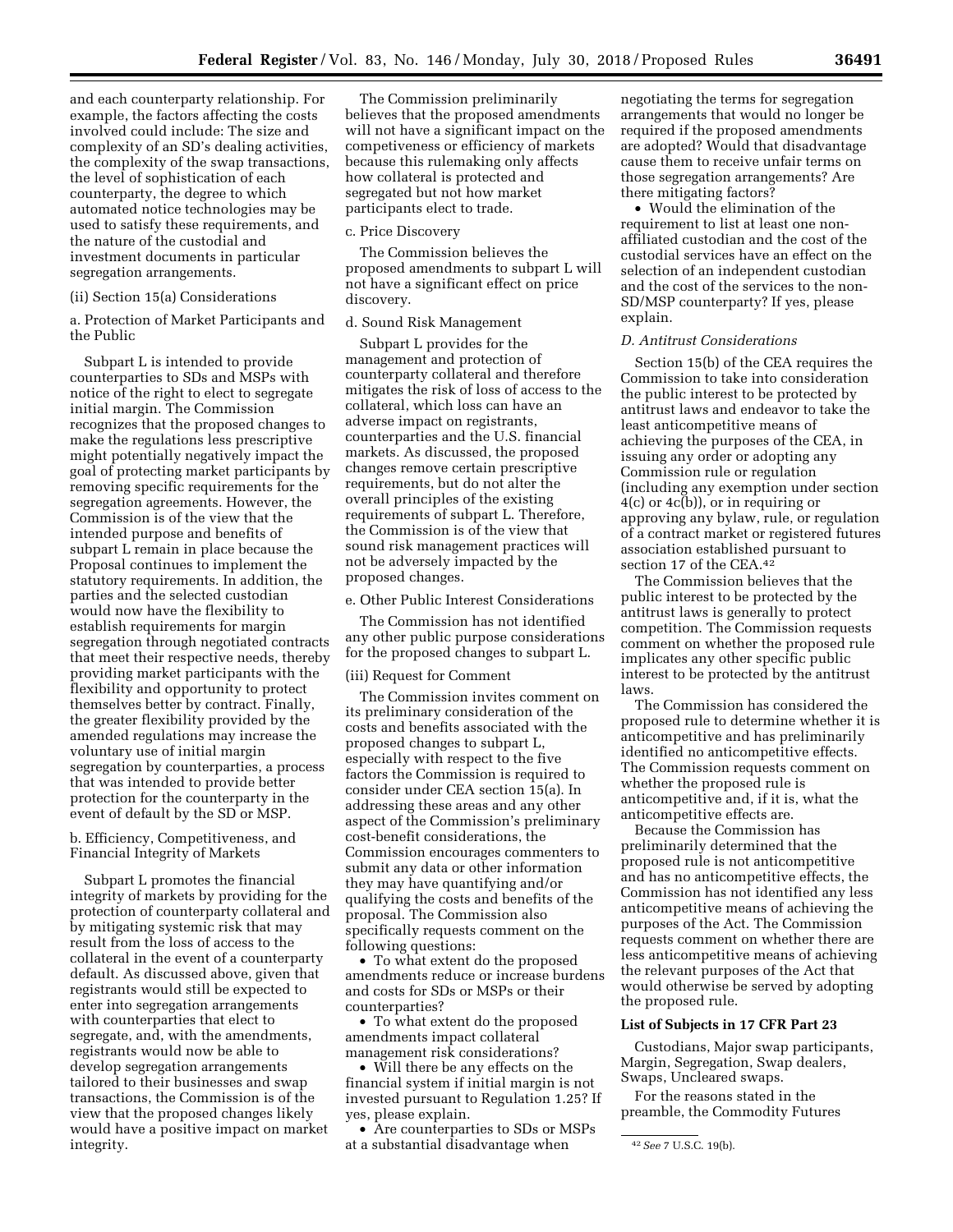and each counterparty relationship. For example, the factors affecting the costs involved could include: The size and complexity of an SD's dealing activities, the complexity of the swap transactions, the level of sophistication of each counterparty, the degree to which automated notice technologies may be used to satisfy these requirements, and the nature of the custodial and investment documents in particular segregation arrangements.

(ii) Section 15(a) Considerations

a. Protection of Market Participants and the Public

Subpart L is intended to provide counterparties to SDs and MSPs with notice of the right to elect to segregate initial margin. The Commission recognizes that the proposed changes to make the regulations less prescriptive might potentially negatively impact the goal of protecting market participants by removing specific requirements for the segregation agreements. However, the Commission is of the view that the intended purpose and benefits of subpart L remain in place because the Proposal continues to implement the statutory requirements. In addition, the parties and the selected custodian would now have the flexibility to establish requirements for margin segregation through negotiated contracts that meet their respective needs, thereby providing market participants with the flexibility and opportunity to protect themselves better by contract. Finally, the greater flexibility provided by the amended regulations may increase the voluntary use of initial margin segregation by counterparties, a process that was intended to provide better protection for the counterparty in the event of default by the SD or MSP.

b. Efficiency, Competitiveness, and Financial Integrity of Markets

Subpart L promotes the financial integrity of markets by providing for the protection of counterparty collateral and by mitigating systemic risk that may result from the loss of access to the collateral in the event of a counterparty default. As discussed above, given that registrants would still be expected to enter into segregation arrangements with counterparties that elect to segregate, and, with the amendments, registrants would now be able to develop segregation arrangements tailored to their businesses and swap transactions, the Commission is of the view that the proposed changes likely would have a positive impact on market integrity.

The Commission preliminarily believes that the proposed amendments will not have a significant impact on the competiveness or efficiency of markets because this rulemaking only affects how collateral is protected and segregated but not how market participants elect to trade.

c. Price Discovery

The Commission believes the proposed amendments to subpart L will not have a significant effect on price discovery.

d. Sound Risk Management

Subpart L provides for the management and protection of counterparty collateral and therefore mitigates the risk of loss of access to the collateral, which loss can have an adverse impact on registrants, counterparties and the U.S. financial markets. As discussed, the proposed changes remove certain prescriptive requirements, but do not alter the overall principles of the existing requirements of subpart L. Therefore, the Commission is of the view that sound risk management practices will not be adversely impacted by the proposed changes.

e. Other Public Interest Considerations

The Commission has not identified any other public purpose considerations for the proposed changes to subpart L.

(iii) Request for Comment

The Commission invites comment on its preliminary consideration of the costs and benefits associated with the proposed changes to subpart L, especially with respect to the five factors the Commission is required to consider under CEA section 15(a). In addressing these areas and any other aspect of the Commission's preliminary cost-benefit considerations, the Commission encourages commenters to submit any data or other information they may have quantifying and/or qualifying the costs and benefits of the proposal. The Commission also specifically requests comment on the following questions:

- To what extent do the proposed amendments reduce or increase burdens and costs for SDs or MSPs or their counterparties?
- To what extent do the proposed amendments impact collateral management risk considerations?
- Will there be any effects on the financial system if initial margin is not invested pursuant to Regulation 1.25? If yes, please explain.
- Are counterparties to SDs or MSPs at a substantial disadvantage when negotiating the terms for segregation arrangements that would no longer be required if the proposed amendments are adopted? Would that disadvantage cause them to receive unfair terms on those segregation arrangements? Are there mitigating factors?
- Would the elimination of the requirement to list at least one non-affiliated custodian and the cost of the custodial services have an effect on the selection of an independent custodian and the cost of the services to the non-SD/MSP counterparty? If yes, please explain.

### *D. Antitrust Considerations*

Section 15(b) of the CEA requires the Commission to take into consideration the public interest to be protected by antitrust laws and endeavor to take the least anticompetitive means of achieving the purposes of the CEA, in issuing any order or adopting any Commission rule or regulation (including any exemption under section 4(c) or 4c(b)), or in requiring or approving any bylaw, rule, or regulation of a contract market or registered futures association established pursuant to section 17 of the CEA.[42]

The Commission believes that the public interest to be protected by the antitrust laws is generally to protect competition. The Commission requests comment on whether the proposed rule implicates any other specific public interest to be protected by the antitrust laws.

The Commission has considered the proposed rule to determine whether it is anticompetitive and has preliminarily identified no anticompetitive effects. The Commission requests comment on whether the proposed rule is anticompetitive and, if it is, what the anticompetitive effects are.

Because the Commission has preliminarily determined that the proposed rule is not anticompetitive and has no anticompetitive effects, the Commission has not identified any less anticompetitive means of achieving the purposes of the Act. The Commission requests comment on whether there are less anticompetitive means of achieving the relevant purposes of the Act that would otherwise be served by adopting the proposed rule.

## List of Subjects in 17 CFR Part 23

Custodians, Major swap participants, Margin, Segregation, Swap dealers, Swaps, Uncleared swaps.

For the reasons stated in the preamble, the Commodity Futures

[42] *See* 7 U.S.C. 19(b).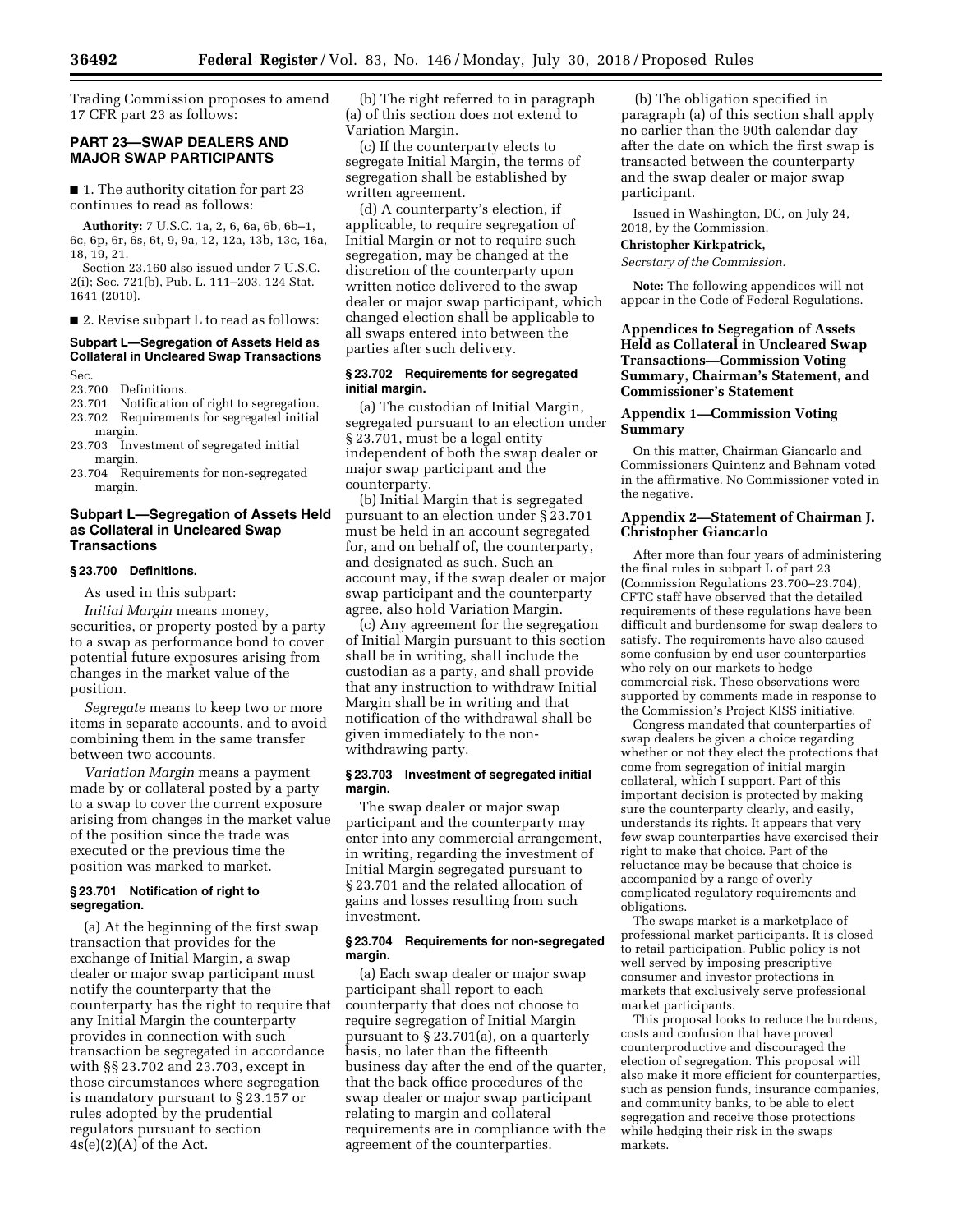Trading Commission proposes to amend 17 CFR part 23 as follows:

## PART 23—SWAP DEALERS AND MAJOR SWAP PARTICIPANTS

■ 1. The authority citation for part 23 continues to read as follows:

**Authority:** 7 U.S.C. 1a, 2, 6, 6a, 6b, 6b–1, 6c, 6p, 6r, 6s, 6t, 9, 9a, 12, 12a, 13b, 13c, 16a, 18, 19, 21.

Section 23.160 also issued under 7 U.S.C. 2(i); Sec. 721(b), Pub. L. 111–203, 124 Stat. 1641 (2010).

■ 2. Revise subpart L to read as follows:

### Subpart L—Segregation of Assets Held as Collateral in Uncleared Swap Transactions

Sec.
23.700 Definitions.
23.701 Notification of right to segregation.
23.702 Requirements for segregated initial margin.
23.703 Investment of segregated initial margin.
23.704 Requirements for non-segregated margin.

### Subpart L—Segregation of Assets Held as Collateral in Uncleared Swap Transactions

#### § 23.700 Definitions.

As used in this subpart:

*Initial Margin* means money, securities, or property posted by a party to a swap as performance bond to cover potential future exposures arising from changes in the market value of the position.

*Segregate* means to keep two or more items in separate accounts, and to avoid combining them in the same transfer between two accounts.

*Variation Margin* means a payment made by or collateral posted by a party to a swap to cover the current exposure arising from changes in the market value of the position since the trade was executed or the previous time the position was marked to market.

#### § 23.701 Notification of right to segregation.

(a) At the beginning of the first swap transaction that provides for the exchange of Initial Margin, a swap dealer or major swap participant must notify the counterparty that the counterparty has the right to require that any Initial Margin the counterparty provides in connection with such transaction be segregated in accordance with §§ 23.702 and 23.703, except in those circumstances where segregation is mandatory pursuant to § 23.157 or rules adopted by the prudential regulators pursuant to section 4s(e)(2)(A) of the Act.

(b) The right referred to in paragraph (a) of this section does not extend to Variation Margin.

(c) If the counterparty elects to segregate Initial Margin, the terms of segregation shall be established by written agreement.

(d) A counterparty's election, if applicable, to require segregation of Initial Margin or not to require such segregation, may be changed at the discretion of the counterparty upon written notice delivered to the swap dealer or major swap participant, which changed election shall be applicable to all swaps entered into between the parties after such delivery.

#### § 23.702 Requirements for segregated initial margin.

(a) The custodian of Initial Margin, segregated pursuant to an election under § 23.701, must be a legal entity independent of both the swap dealer or major swap participant and the counterparty.

(b) Initial Margin that is segregated pursuant to an election under § 23.701 must be held in an account segregated for, and on behalf of, the counterparty, and designated as such. Such an account may, if the swap dealer or major swap participant and the counterparty agree, also hold Variation Margin.

(c) Any agreement for the segregation of Initial Margin pursuant to this section shall be in writing, shall include the custodian as a party, and shall provide that any instruction to withdraw Initial Margin shall be in writing and that notification of the withdrawal shall be given immediately to the non-withdrawing party.

#### § 23.703 Investment of segregated initial margin.

The swap dealer or major swap participant and the counterparty may enter into any commercial arrangement, in writing, regarding the investment of Initial Margin segregated pursuant to § 23.701 and the related allocation of gains and losses resulting from such investment.

#### § 23.704 Requirements for non-segregated margin.

(a) Each swap dealer or major swap participant shall report to each counterparty that does not choose to require segregation of Initial Margin pursuant to § 23.701(a), on a quarterly basis, no later than the fifteenth business day after the end of the quarter, that the back office procedures of the swap dealer or major swap participant relating to margin and collateral requirements are in compliance with the agreement of the counterparties.

(b) The obligation specified in paragraph (a) of this section shall apply no earlier than the 90th calendar day after the date on which the first swap is transacted between the counterparty and the swap dealer or major swap participant.

Issued in Washington, DC, on July 24, 2018, by the Commission.

**Christopher Kirkpatrick,**

*Secretary of the Commission.*

**Note:** The following appendices will not appear in the Code of Federal Regulations.

## Appendices to Segregation of Assets Held as Collateral in Uncleared Swap Transactions—Commission Voting Summary, Chairman's Statement, and Commissioner's Statement

### Appendix 1—Commission Voting Summary

On this matter, Chairman Giancarlo and Commissioners Quintenz and Behnam voted in the affirmative. No Commissioner voted in the negative.

### Appendix 2—Statement of Chairman J. Christopher Giancarlo

After more than four years of administering the final rules in subpart L of part 23 (Commission Regulations 23.700–23.704), CFTC staff have observed that the detailed requirements of these regulations have been difficult and burdensome for swap dealers to satisfy. The requirements have also caused some confusion by end user counterparties who rely on our markets to hedge commercial risk. These observations were supported by comments made in response to the Commission's Project KISS initiative.

Congress mandated that counterparties of swap dealers be given a choice regarding whether or not they elect the protections that come from segregation of initial margin collateral, which I support. Part of this important decision is protected by making sure the counterparty clearly, and easily, understands its rights. It appears that very few swap counterparties have exercised their right to make that choice. Part of the reluctance may be because that choice is accompanied by a range of overly complicated regulatory requirements and obligations.

The swaps market is a marketplace of professional market participants. It is closed to retail participation. Public policy is not well served by imposing prescriptive consumer and investor protections in markets that exclusively serve professional market participants.

This proposal looks to reduce the burdens, costs and confusion that have proved counterproductive and discouraged the election of segregation. This proposal will also make it more efficient for counterparties, such as pension funds, insurance companies, and community banks, to be able to elect segregation and receive those protections while hedging their risk in the swaps markets.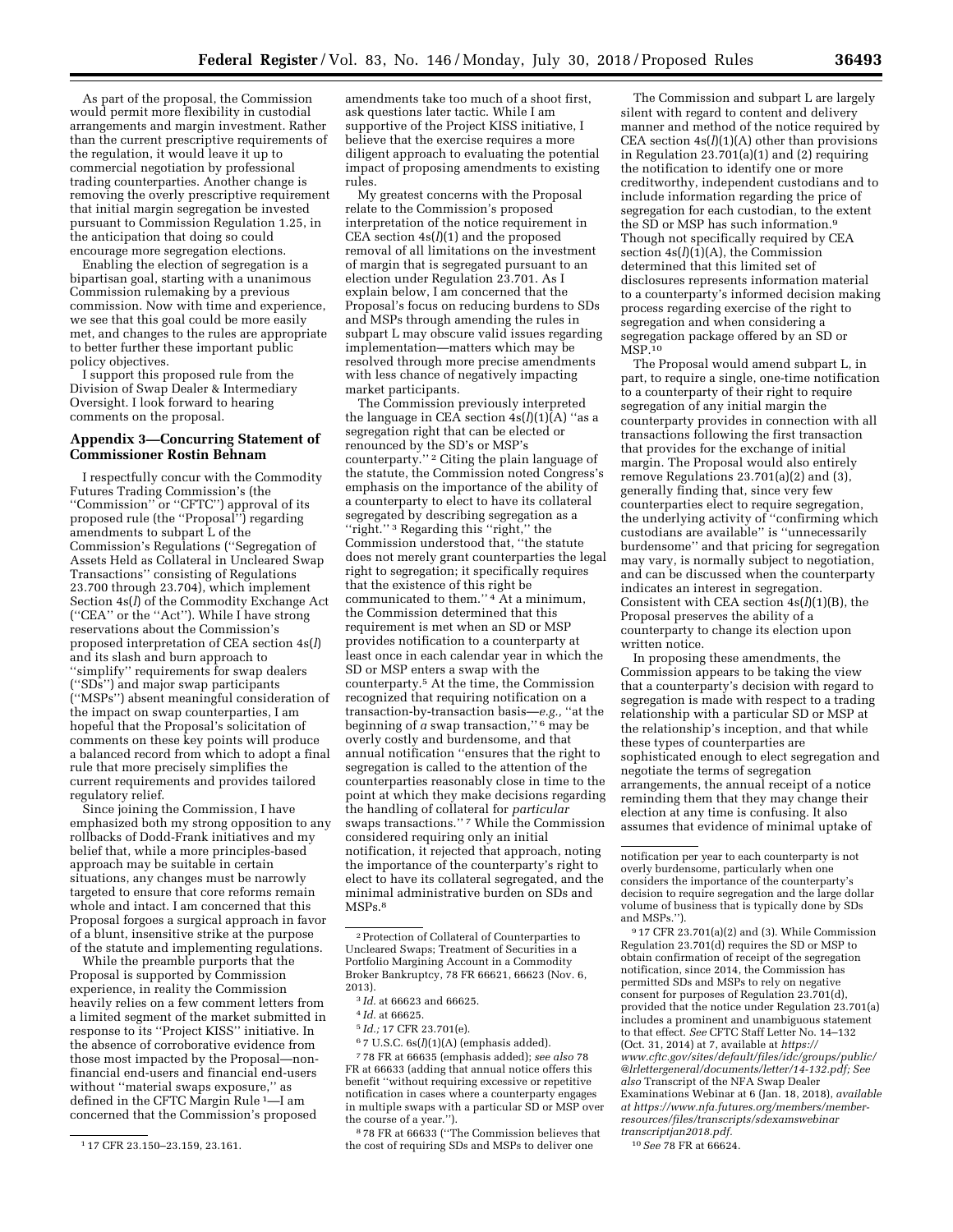As part of the proposal, the Commission would permit more flexibility in custodial arrangements and margin investment. Rather than the current prescriptive requirements of the regulation, it would leave it up to commercial negotiation by professional trading counterparties. Another change is removing the overly prescriptive requirement that initial margin segregation be invested pursuant to Commission Regulation 1.25, in the anticipation that doing so could encourage more segregation elections.

Enabling the election of segregation is a bipartisan goal, starting with a unanimous Commission rulemaking by a previous commission. Now with time and experience, we see that this goal could be more easily met, and changes to the rules are appropriate to better further these important public policy objectives.

I support this proposed rule from the Division of Swap Dealer & Intermediary Oversight. I look forward to hearing comments on the proposal.

## Appendix 3—Concurring Statement of Commissioner Rostin Behnam

I respectfully concur with the Commodity Futures Trading Commission's (the "Commission" or "CFTC") approval of its proposed rule (the "Proposal") regarding amendments to subpart L of the Commission's Regulations ("Segregation of Assets Held as Collateral in Uncleared Swap Transactions" consisting of Regulations 23.700 through 23.704), which implement Section 4s(*l*) of the Commodity Exchange Act ("CEA" or the "Act"). While I have strong reservations about the Commission's proposed interpretation of CEA section 4s(*l*) and its slash and burn approach to "simplify" requirements for swap dealers ("SDs") and major swap participants ("MSPs") absent meaningful consideration of the impact on swap counterparties, I am hopeful that the Proposal's solicitation of comments on these key points will produce a balanced record from which to adopt a final rule that more precisely simplifies the current requirements and provides tailored regulatory relief.

Since joining the Commission, I have emphasized both my strong opposition to any rollbacks of Dodd-Frank initiatives and my belief that, while a more principles-based approach may be suitable in certain situations, any changes must be narrowly targeted to ensure that core reforms remain whole and intact. I am concerned that this Proposal forgoes a surgical approach in favor of a blunt, insensitive strike at the purpose of the statute and implementing regulations.

While the preamble purports that the Proposal is supported by Commission experience, in reality the Commission heavily relies on a few comment letters from a limited segment of the market submitted in response to its "Project KISS" initiative. In the absence of corroborative evidence from those most impacted by the Proposal—non-financial end-users and financial end-users without "material swaps exposure," as defined in the CFTC Margin Rule [1]—I am concerned that the Commission's proposed amendments take too much of a shoot first, ask questions later tactic. While I am supportive of the Project KISS initiative, I believe that the exercise requires a more diligent approach to evaluating the potential impact of proposing amendments to existing rules.

My greatest concerns with the Proposal relate to the Commission's proposed interpretation of the notice requirement in CEA section 4s(*l*)(1) and the proposed removal of all limitations on the investment of margin that is segregated pursuant to an election under Regulation 23.701. As I explain below, I am concerned that the Proposal's focus on reducing burdens to SDs and MSPs through amending the rules in subpart L may obscure valid issues regarding implementation—matters which may be resolved through more precise amendments with less chance of negatively impacting market participants.

The Commission previously interpreted the language in CEA section 4s(*l*)(1)(A) "as a segregation right that can be elected or renounced by the SD's or MSP's counterparty." [2] Citing the plain language of the statute, the Commission noted Congress's emphasis on the importance of the ability of a counterparty to elect to have its collateral segregated by describing segregation as a "right." [3] Regarding this "right," the Commission understood that, "the statute does not merely grant counterparties the legal right to segregation; it specifically requires that the existence of this right be communicated to them." [4] At a minimum, the Commission determined that this requirement is met when an SD or MSP provides notification to a counterparty at least once in each calendar year in which the SD or MSP enters a swap with the counterparty. [5] At the time, the Commission recognized that requiring notification on a transaction-by-transaction basis—*e.g.,* "at the beginning of *a* swap transaction," [6] may be overly costly and burdensome, and that annual notification "ensures that the right to segregation is called to the attention of the counterparties reasonably close in time to the point at which they make decisions regarding the handling of collateral for *particular* swaps transactions." [7] While the Commission considered requiring only an initial notification, it rejected that approach, noting the importance of the counterparty's right to elect to have its collateral segregated, and the minimal administrative burden on SDs and MSPs. [8]

The Commission and subpart L are largely silent with regard to content and delivery manner and method of the notice required by CEA section 4s(*l*)(1)(A) other than provisions in Regulation 23.701(a)(1) and (2) requiring the notification to identify one or more creditworthy, independent custodians and to include information regarding the price of segregation for each custodian, to the extent the SD or MSP has such information. [9] Though not specifically required by CEA section 4s(*l*)(1)(A), the Commission determined that this limited set of disclosures represents information material to a counterparty's informed decision making process regarding exercise of the right to segregation and when considering a segregation package offered by an SD or MSP. [10]

The Proposal would amend subpart L, in part, to require a single, one-time notification to a counterparty of their right to require segregation of any initial margin the counterparty provides in connection with all transactions following the first transaction that provides for the exchange of initial margin. The Proposal would also entirely remove Regulations 23.701(a)(2) and (3), generally finding that, since very few counterparties elect to require segregation, the underlying activity of "confirming which custodians are available" is "unnecessarily burdensome" and that pricing for segregation may vary, is normally subject to negotiation, and can be discussed when the counterparty indicates an interest in segregation. Consistent with CEA section 4s(*l*)(1)(B), the Proposal preserves the ability of a counterparty to change its election upon written notice.

In proposing these amendments, the Commission appears to be taking the view that a counterparty's decision with regard to segregation is made with respect to a trading relationship with a particular SD or MSP at the relationship's inception, and that while these types of counterparties are sophisticated enough to elect segregation and negotiate the terms of segregation arrangements, the annual receipt of a notice reminding them that they may change their election at any time is confusing. It also assumes that evidence of minimal uptake of

---

[1] 17 CFR 23.150–23.159, 23.161.

[2] Protection of Collateral of Counterparties to Uncleared Swaps; Treatment of Securities in a Portfolio Margining Account in a Commodity Broker Bankruptcy, 78 FR 66621, 66623 (Nov. 6, 2013).

[3] *Id.* at 66623 and 66625.

[4] *Id.* at 66625.

[5] *Id.;* 17 CFR 23.701(e).

[6] 7 U.S.C. 6s(*l*)(1)(A) (emphasis added).

[7] 78 FR at 66635 (emphasis added); *see also* 78 FR at 66633 (adding that annual notice offers this benefit "without requiring excessive or repetitive notification in cases where a counterparty engages in multiple swaps with a particular SD or MSP over the course of a year.").

[8] 78 FR at 66633 ("The Commission believes that the cost of requiring SDs and MSPs to deliver one notification per year to each counterparty is not overly burdensome, particularly when one considers the importance of the counterparty's decision to require segregation and the large dollar volume of business that is typically done by SDs and MSPs.").

[9] 17 CFR 23.701(a)(2) and (3). While Commission Regulation 23.701(d) requires the SD or MSP to obtain confirmation of receipt of the segregation notification, since 2014, the Commission has permitted SDs and MSPs to rely on negative consent for purposes of Regulation 23.701(d), provided that the notice under Regulation 23.701(a) includes a prominent and unambiguous statement to that effect. *See* CFTC Staff Letter No. 14–132 (Oct. 31, 2014) at 7, available at *https://www.cftc.gov/sites/default/files/idc/groups/public/@lrlettergeneral/documents/letter/14-132.pdf; See also* Transcript of the NFA Swap Dealer Examinations Webinar at 6 (Jan. 18, 2018), *available at https://www.nfa.futures.org/members/member-resources/files/transcripts/sdexamswebinar transcriptjan2018.pdf.*

[10] *See* 78 FR at 66624.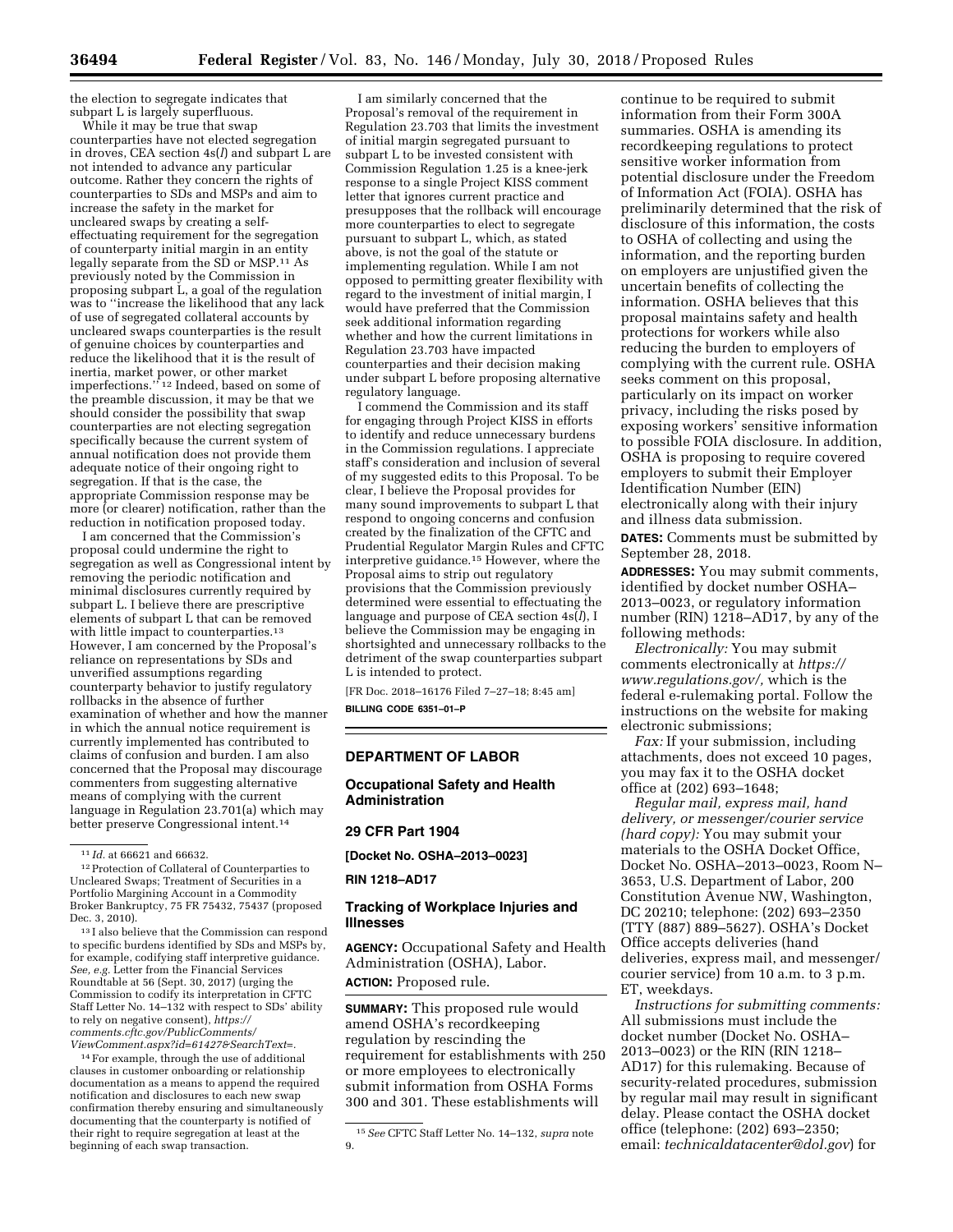the election to segregate indicates that subpart L is largely superfluous.

While it may be true that swap counterparties have not elected segregation in droves, CEA section 4s(*l*) and subpart L are not intended to advance any particular outcome. Rather they concern the rights of counterparties to SDs and MSPs and aim to increase the safety in the market for uncleared swaps by creating a self-effectuating requirement for the segregation of counterparty initial margin in an entity legally separate from the SD or MSP.[11] As previously noted by the Commission in proposing subpart L, a goal of the regulation was to ''increase the likelihood that any lack of use of segregated collateral accounts by uncleared swaps counterparties is the result of genuine choices by counterparties and reduce the likelihood that it is the result of inertia, market power, or other market imperfections.''[12] Indeed, based on some of the preamble discussion, it may be that we should consider the possibility that swap counterparties are not electing segregation specifically because the current system of annual notification does not provide them adequate notice of their ongoing right to segregation. If that is the case, the appropriate Commission response may be more (or clearer) notification, rather than the reduction in notification proposed today.

I am concerned that the Commission's proposal could undermine the right to segregation as well as Congressional intent by removing the periodic notification and minimal disclosures currently required by subpart L. I believe there are prescriptive elements of subpart L that can be removed with little impact to counterparties.[13] However, I am concerned by the Proposal's reliance on representations by SDs and unverified assumptions regarding counterparty behavior to justify regulatory rollbacks in the absence of further examination of whether and how the manner in which the annual notice requirement is currently implemented has contributed to claims of confusion and burden. I am also concerned that the Proposal may discourage commenters from suggesting alternative means of complying with the current language in Regulation 23.701(a) which may better preserve Congressional intent.[14]

I am similarly concerned that the Proposal's removal of the requirement in Regulation 23.703 that limits the investment of initial margin segregated pursuant to subpart L to be invested consistent with Commission Regulation 1.25 is a knee-jerk response to a single Project KISS comment letter that ignores current practice and presupposes that the rollback will encourage more counterparties to elect to segregate pursuant to subpart L, which, as stated above, is not the goal of the statute or implementing regulation. While I am not opposed to permitting greater flexibility with regard to the investment of initial margin, I would have preferred that the Commission seek additional information regarding whether and how the current limitations in Regulation 23.703 have impacted counterparties and their decision making under subpart L before proposing alternative regulatory language.

I commend the Commission and its staff for engaging through Project KISS in efforts to identify and reduce unnecessary burdens in the Commission regulations. I appreciate staff's consideration and inclusion of several of my suggested edits to this Proposal. To be clear, I believe the Proposal provides for many sound improvements to subpart L that respond to ongoing concerns and confusion created by the finalization of the CFTC and Prudential Regulator Margin Rules and CFTC interpretive guidance.[15] However, where the Proposal aims to strip out regulatory provisions that the Commission previously determined were essential to effectuating the language and purpose of CEA section 4s(*l*), I believe the Commission may be engaging in shortsighted and unnecessary rollbacks to the detriment of the swap counterparties subpart L is intended to protect.

[FR Doc. 2018–16176 Filed 7–27–18; 8:45 am]

**BILLING CODE 6351–01–P**

[11] *Id.* at 66621 and 66632.

[12] Protection of Collateral of Counterparties to Uncleared Swaps; Treatment of Securities in a Portfolio Margining Account in a Commodity Broker Bankruptcy, 75 FR 75432, 75437 (proposed Dec. 3, 2010).

[13] I also believe that the Commission can respond to specific burdens identified by SDs and MSPs by, for example, codifying staff interpretive guidance. *See, e.g.* Letter from the Financial Services Roundtable at 56 (Sept. 30, 2017) (urging the Commission to codify its interpretation in CFTC Staff Letter No. 14–132 with respect to SDs' ability to rely on negative consent), *https://comments.cftc.gov/PublicComments/ViewComment.aspx?id=61427&SearchText=*.

[14] For example, through the use of additional clauses in customer onboarding or relationship documentation as a means to append the required notification and disclosures to each new swap confirmation thereby ensuring and simultaneously documenting that the counterparty is notified of their right to require segregation at least at the beginning of each swap transaction.

[15] *See* CFTC Staff Letter No. 14–132, *supra* note 9.

## DEPARTMENT OF LABOR

### Occupational Safety and Health Administration

### 29 CFR Part 1904

**[Docket No. OSHA–2013–0023]**

**RIN 1218–AD17**

### Tracking of Workplace Injuries and Illnesses

**AGENCY:** Occupational Safety and Health Administration (OSHA), Labor.

**ACTION:** Proposed rule.

**SUMMARY:** This proposed rule would amend OSHA's recordkeeping regulation by rescinding the requirement for establishments with 250 or more employees to electronically submit information from OSHA Forms 300 and 301. These establishments will continue to be required to submit information from their Form 300A summaries. OSHA is amending its recordkeeping regulations to protect sensitive worker information from potential disclosure under the Freedom of Information Act (FOIA). OSHA has preliminarily determined that the risk of disclosure of this information, the costs to OSHA of collecting and using the information, and the reporting burden on employers are unjustified given the uncertain benefits of collecting the information. OSHA believes that this proposal maintains safety and health protections for workers while also reducing the burden to employers of complying with the current rule. OSHA seeks comment on this proposal, particularly on its impact on worker privacy, including the risks posed by exposing workers' sensitive information to possible FOIA disclosure. In addition, OSHA is proposing to require covered employers to submit their Employer Identification Number (EIN) electronically along with their injury and illness data submission.

**DATES:** Comments must be submitted by September 28, 2018.

**ADDRESSES:** You may submit comments, identified by docket number OSHA–2013–0023, or regulatory information number (RIN) 1218–AD17, by any of the following methods:

*Electronically:* You may submit comments electronically at *https://www.regulations.gov/,* which is the federal e-rulemaking portal. Follow the instructions on the website for making electronic submissions;

*Fax:* If your submission, including attachments, does not exceed 10 pages, you may fax it to the OSHA docket office at (202) 693–1648;

*Regular mail, express mail, hand delivery, or messenger/courier service (hard copy):* You may submit your materials to the OSHA Docket Office, Docket No. OSHA–2013–0023, Room N–3653, U.S. Department of Labor, 200 Constitution Avenue NW, Washington, DC 20210; telephone: (202) 693–2350 (TTY (887) 889–5627). OSHA's Docket Office accepts deliveries (hand deliveries, express mail, and messenger/courier service) from 10 a.m. to 3 p.m. ET, weekdays.

*Instructions for submitting comments:* All submissions must include the docket number (Docket No. OSHA–2013–0023) or the RIN (RIN 1218–AD17) for this rulemaking. Because of security-related procedures, submission by regular mail may result in significant delay. Please contact the OSHA docket office (telephone: (202) 693–2350; email: *technicaldatacenter@dol.gov*) for